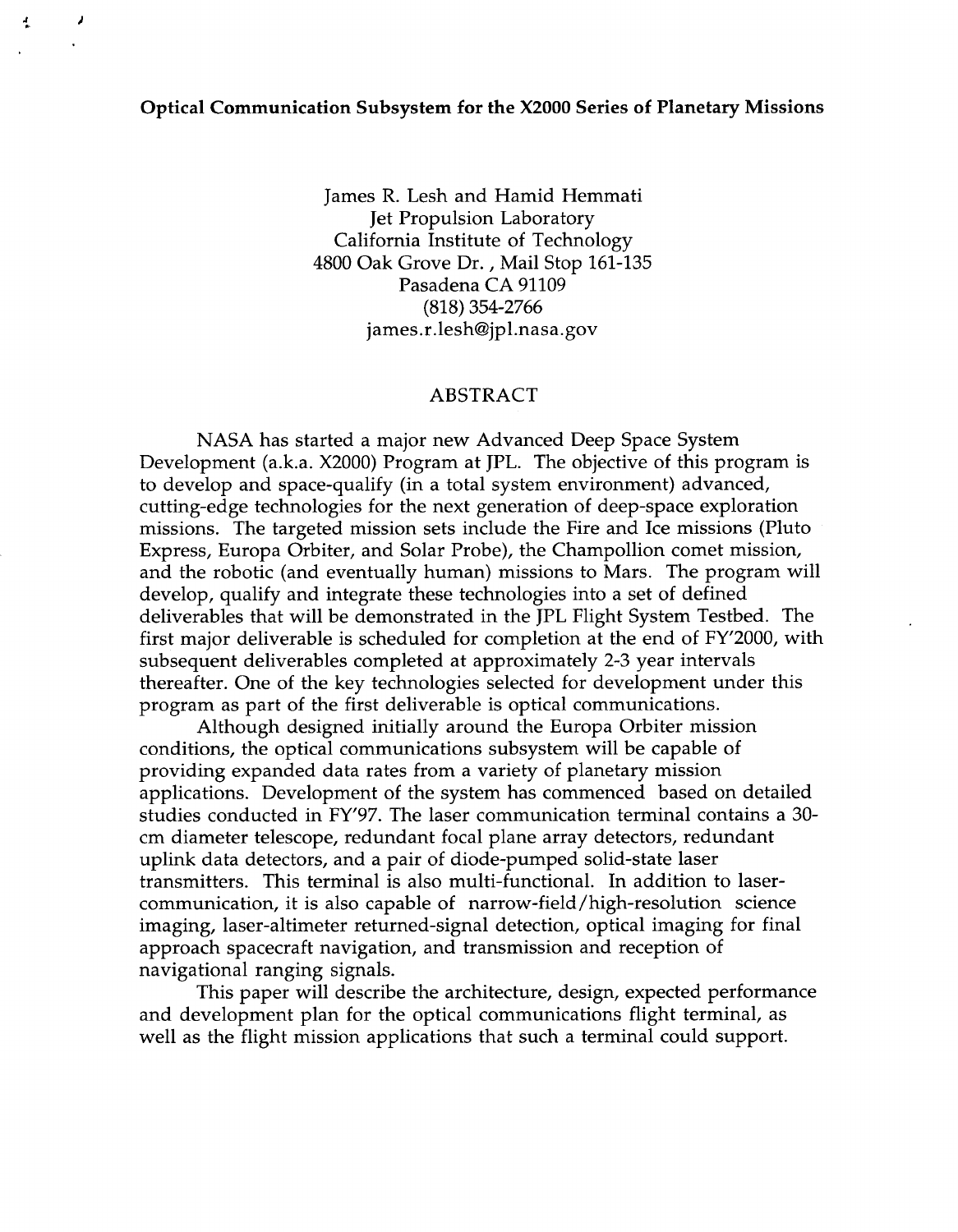# Optical Communication Subsystem for the X2000 Series of Planetary Missions

James R. Lesh and Hamid Hemmati
Jet Propulsion Laboratory
California Institute of Technology
4800 Oak Grove Dr. , Mail Stop 161-135
Pasadena CA 91109
(818) 354-2766
james.r.lesh@jpl.nasa.gov

## ABSTRACT

NASA has started a major new Advanced Deep Space System Development (a.k.a. X2000) Program at JPL. The objective of this program is to develop and space-qualify (in a total system environment) advanced, cutting-edge technologies for the next generation of deep-space exploration missions. The targeted mission sets include the Fire and Ice missions (Pluto Express, Europa Orbiter, and Solar Probe), the Champollion comet mission, and the robotic (and eventually human) missions to Mars. The program will develop, qualify and integrate these technologies into a set of defined deliverables that will be demonstrated in the JPL Flight System Testbed. The first major deliverable is scheduled for completion at the end of FY'2000, with subsequent deliverables completed at approximately 2-3 year intervals thereafter. One of the key technologies selected for development under this program as part of the first deliverable is optical communications.

Although designed initially around the Europa Orbiter mission conditions, the optical communications subsystem will be capable of providing expanded data rates from a variety of planetary mission applications. Development of the system has commenced based on detailed studies conducted in FY'97. The laser communication terminal contains a 30-cm diameter telescope, redundant focal plane array detectors, redundant uplink data detectors, and a pair of diode-pumped solid-state laser transmitters. This terminal is also multi-functional. In addition to laser-communication, it is also capable of narrow-field/high-resolution science imaging, laser-altimeter returned-signal detection, optical imaging for final approach spacecraft navigation, and transmission and reception of navigational ranging signals.

This paper will describe the architecture, design, expected performance and development plan for the optical communications flight terminal, as well as the flight mission applications that such a terminal could support.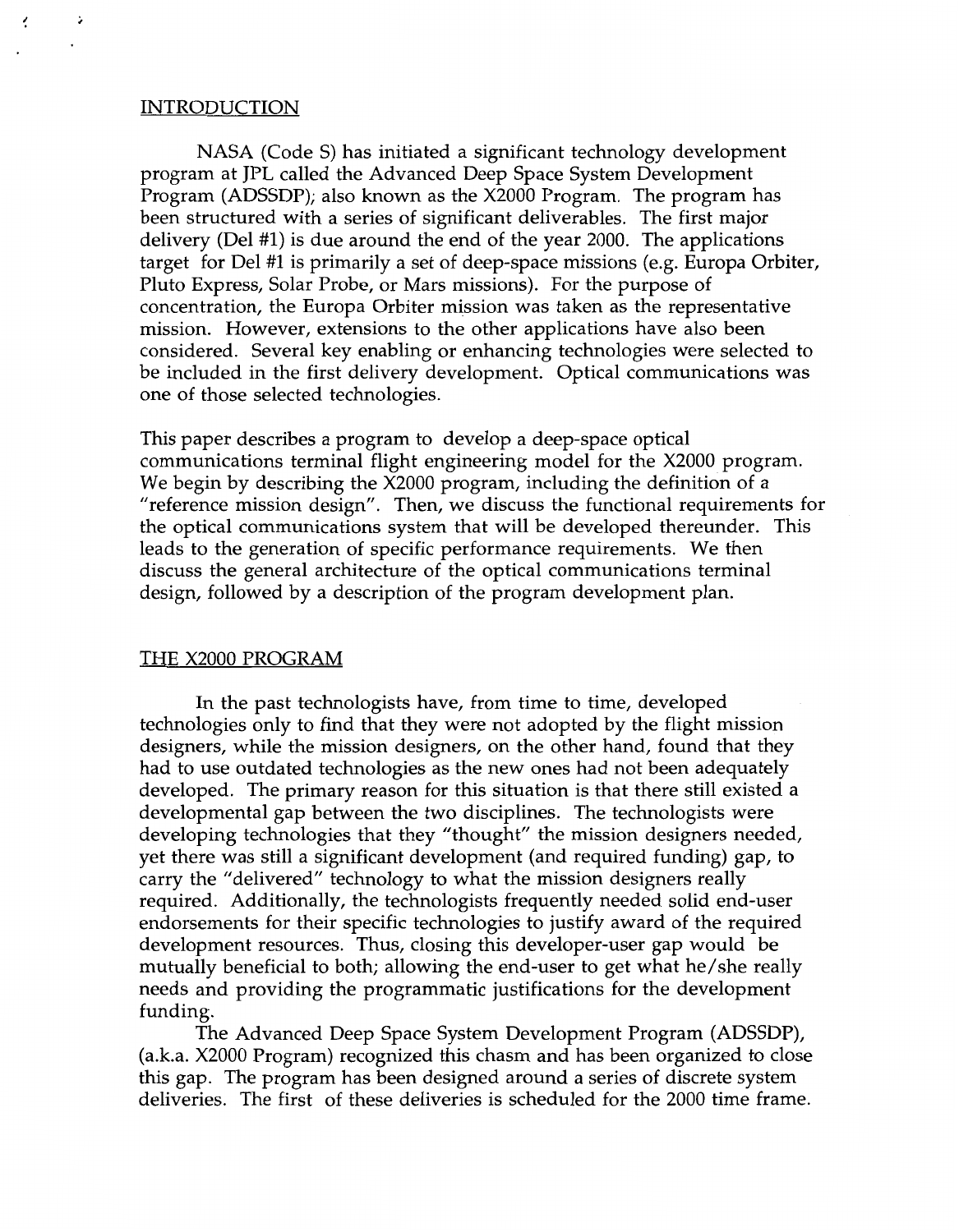## INTRODUCTION

NASA (Code S) has initiated a significant technology development program at JPL called the Advanced Deep Space System Development Program (ADSSDP); also known as the X2000 Program. The program has been structured with a series of significant deliverables. The first major delivery (Del #1) is due around the end of the year 2000. The applications target for Del #1 is primarily a set of deep-space missions (e.g. Europa Orbiter, Pluto Express, Solar Probe, or Mars missions). For the purpose of concentration, the Europa Orbiter mission was taken as the representative mission. However, extensions to the other applications have also been considered. Several key enabling or enhancing technologies were selected to be included in the first delivery development. Optical communications was one of those selected technologies.

This paper describes a program to develop a deep-space optical communications terminal flight engineering model for the X2000 program. We begin by describing the X2000 program, including the definition of a "reference mission design". Then, we discuss the functional requirements for the optical communications system that will be developed thereunder. This leads to the generation of specific performance requirements. We then discuss the general architecture of the optical communications terminal design, followed by a description of the program development plan.

## THE X2000 PROGRAM

In the past technologists have, from time to time, developed technologies only to find that they were not adopted by the flight mission designers, while the mission designers, on the other hand, found that they had to use outdated technologies as the new ones had not been adequately developed. The primary reason for this situation is that there still existed a developmental gap between the two disciplines. The technologists were developing technologies that they "thought" the mission designers needed, yet there was still a significant development (and required funding) gap, to carry the "delivered" technology to what the mission designers really required. Additionally, the technologists frequently needed solid end-user endorsements for their specific technologies to justify award of the required development resources. Thus, closing this developer-user gap would be mutually beneficial to both; allowing the end-user to get what he/she really needs and providing the programmatic justifications for the development funding.

The Advanced Deep Space System Development Program (ADSSDP), (a.k.a. X2000 Program) recognized this chasm and has been organized to close this gap. The program has been designed around a series of discrete system deliveries. The first of these deliveries is scheduled for the 2000 time frame.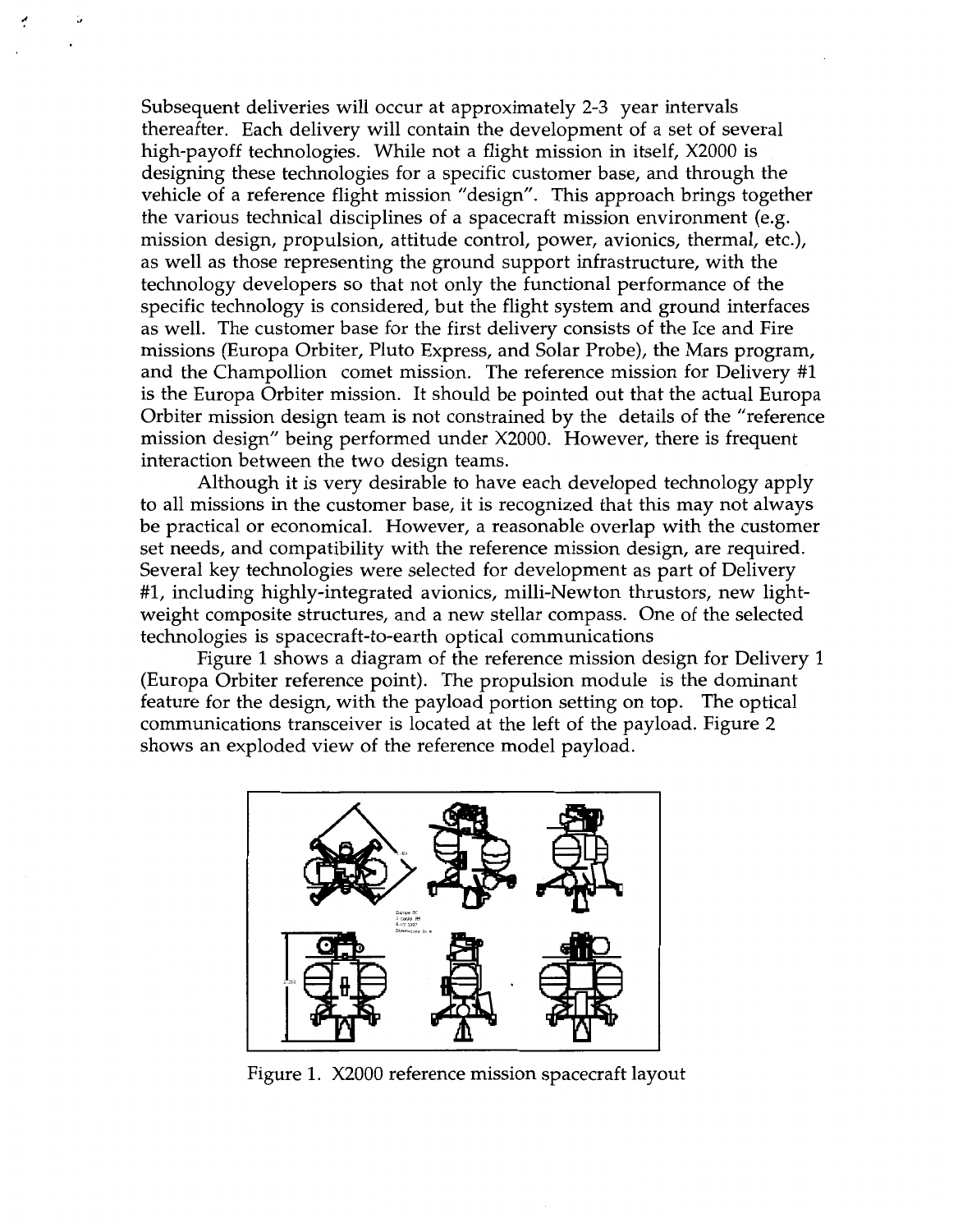Subsequent deliveries will occur at approximately 2-3 year intervals thereafter. Each delivery will contain the development of a set of several high-payoff technologies. While not a flight mission in itself, X2000 is designing these technologies for a specific customer base, and through the vehicle of a reference flight mission "design". This approach brings together the various technical disciplines of a spacecraft mission environment (e.g. mission design, propulsion, attitude control, power, avionics, thermal, etc.), as well as those representing the ground support infrastructure, with the technology developers so that not only the functional performance of the specific technology is considered, but the flight system and ground interfaces as well. The customer base for the first delivery consists of the Ice and Fire missions (Europa Orbiter, Pluto Express, and Solar Probe), the Mars program, and the Champollion comet mission. The reference mission for Delivery #1 is the Europa Orbiter mission. It should be pointed out that the actual Europa Orbiter mission design team is not constrained by the details of the "reference mission design" being performed under X2000. However, there is frequent interaction between the two design teams.

Although it is very desirable to have each developed technology apply to all missions in the customer base, it is recognized that this may not always be practical or economical. However, a reasonable overlap with the customer set needs, and compatibility with the reference mission design, are required. Several key technologies were selected for development as part of Delivery #1, including highly-integrated avionics, milli-Newton thrustors, new light-weight composite structures, and a new stellar compass. One of the selected technologies is spacecraft-to-earth optical communications

Figure 1 shows a diagram of the reference mission design for Delivery 1 (Europa Orbiter reference point). The propulsion module is the dominant feature for the design, with the payload portion setting on top. The optical communications transceiver is located at the left of the payload. Figure 2 shows an exploded view of the reference model payload.

Figure 1. X2000 reference mission spacecraft layout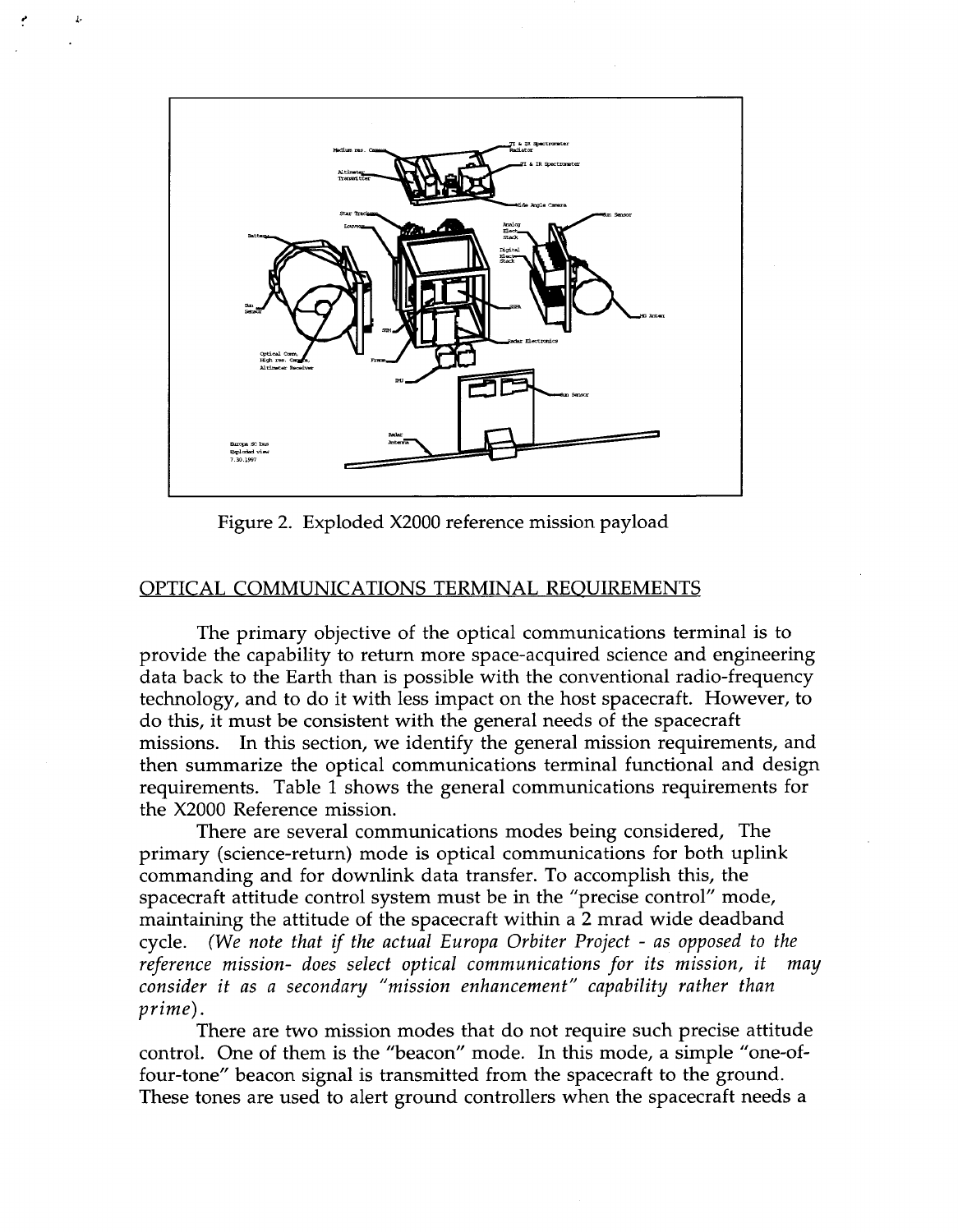Figure 2. Exploded X2000 reference mission payload

## OPTICAL COMMUNICATIONS TERMINAL REQUIREMENTS

The primary objective of the optical communications terminal is to provide the capability to return more space-acquired science and engineering data back to the Earth than is possible with the conventional radio-frequency technology, and to do it with less impact on the host spacecraft. However, to do this, it must be consistent with the general needs of the spacecraft missions. In this section, we identify the general mission requirements, and then summarize the optical communications terminal functional and design requirements. Table 1 shows the general communications requirements for the X2000 Reference mission.

There are several communications modes being considered, The primary (science-return) mode is optical communications for both uplink commanding and for downlink data transfer. To accomplish this, the spacecraft attitude control system must be in the "precise control" mode, maintaining the attitude of the spacecraft within a 2 mrad wide deadband cycle. *(We note that if the actual Europa Orbiter Project - as opposed to the reference mission- does select optical communications for its mission, it may consider it as a secondary "mission enhancement" capability rather than prime).*

There are two mission modes that do not require such precise attitude control. One of them is the "beacon" mode. In this mode, a simple "one-of-four-tone" beacon signal is transmitted from the spacecraft to the ground. These tones are used to alert ground controllers when the spacecraft needs a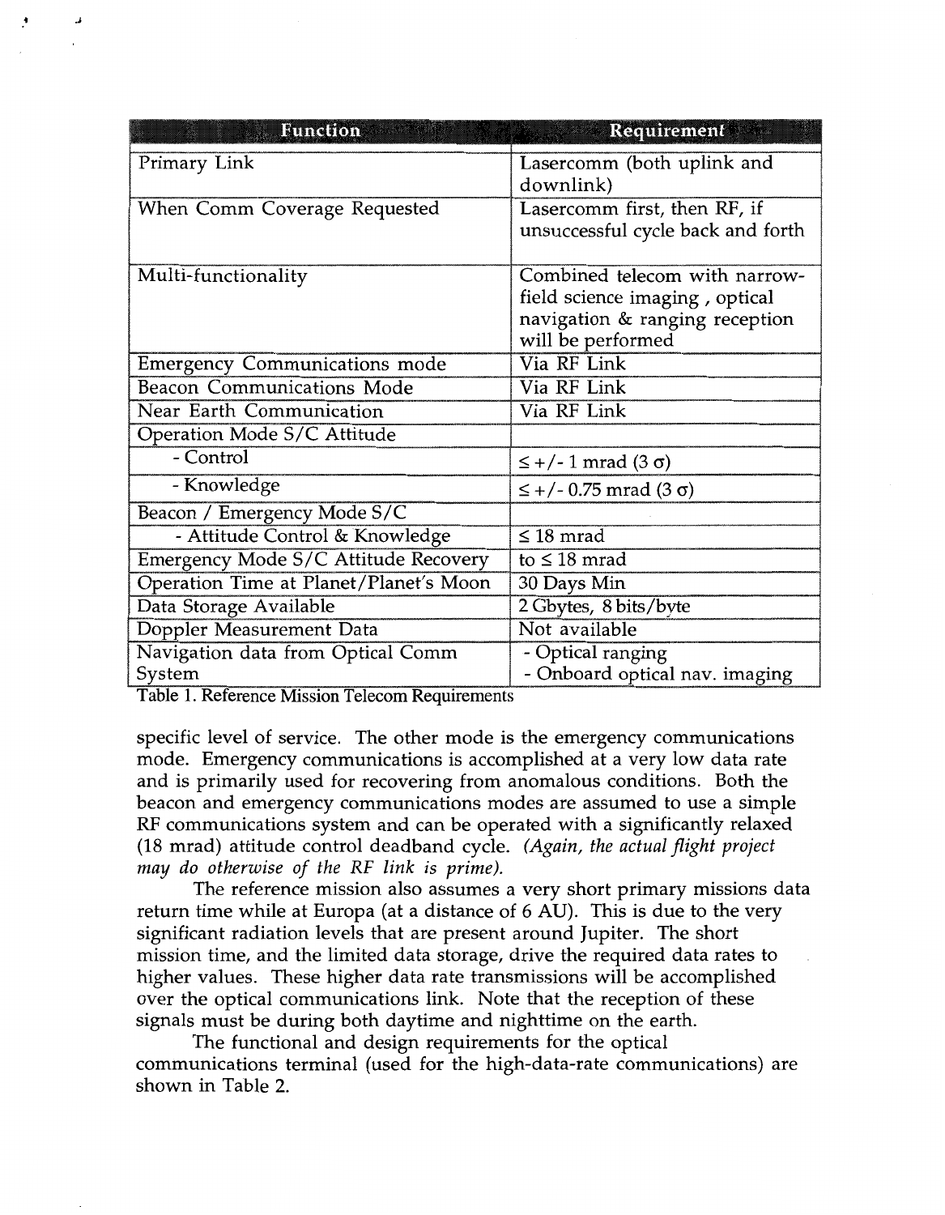| Function | Requirement |
|---|---|
| Primary Link | Lasercomm (both uplink and downlink) |
| When Comm Coverage Requested | Lasercomm first, then RF, if unsuccessful cycle back and forth |
| Multi-functionality | Combined telecom with narrow-field science imaging , optical navigation & ranging reception will be performed |
| Emergency Communications mode | Via RF Link |
| Beacon Communications Mode | Via RF Link |
| Near Earth Communication | Via RF Link |
| Operation Mode S/C Attitude | |
| - Control | $\leq +/- 1$ mrad (3 $\sigma$) |
| - Knowledge | $\leq +/- 0.75$ mrad (3 $\sigma$) |
| Beacon / Emergency Mode S/C | |
| - Attitude Control & Knowledge | $\leq 18$ mrad |
| Emergency Mode S/C Attitude Recovery | to $\leq 18$ mrad |
| Operation Time at Planet/Planet's Moon | 30 Days Min |
| Data Storage Available | 2 Gbytes, 8 bits/byte |
| Doppler Measurement Data | Not available |
| Navigation data from Optical Comm System | - Optical ranging<br>- Onboard optical nav. imaging |

Table 1. Reference Mission Telecom Requirements

specific level of service. The other mode is the emergency communications mode. Emergency communications is accomplished at a very low data rate and is primarily used for recovering from anomalous conditions. Both the beacon and emergency communications modes are assumed to use a simple RF communications system and can be operated with a significantly relaxed (18 mrad) attitude control deadband cycle. *(Again, the actual flight project may do otherwise of the RF link is prime).*

The reference mission also assumes a very short primary missions data return time while at Europa (at a distance of 6 AU). This is due to the very significant radiation levels that are present around Jupiter. The short mission time, and the limited data storage, drive the required data rates to higher values. These higher data rate transmissions will be accomplished over the optical communications link. Note that the reception of these signals must be during both daytime and nighttime on the earth.

The functional and design requirements for the optical communications terminal (used for the high-data-rate communications) are shown in Table 2.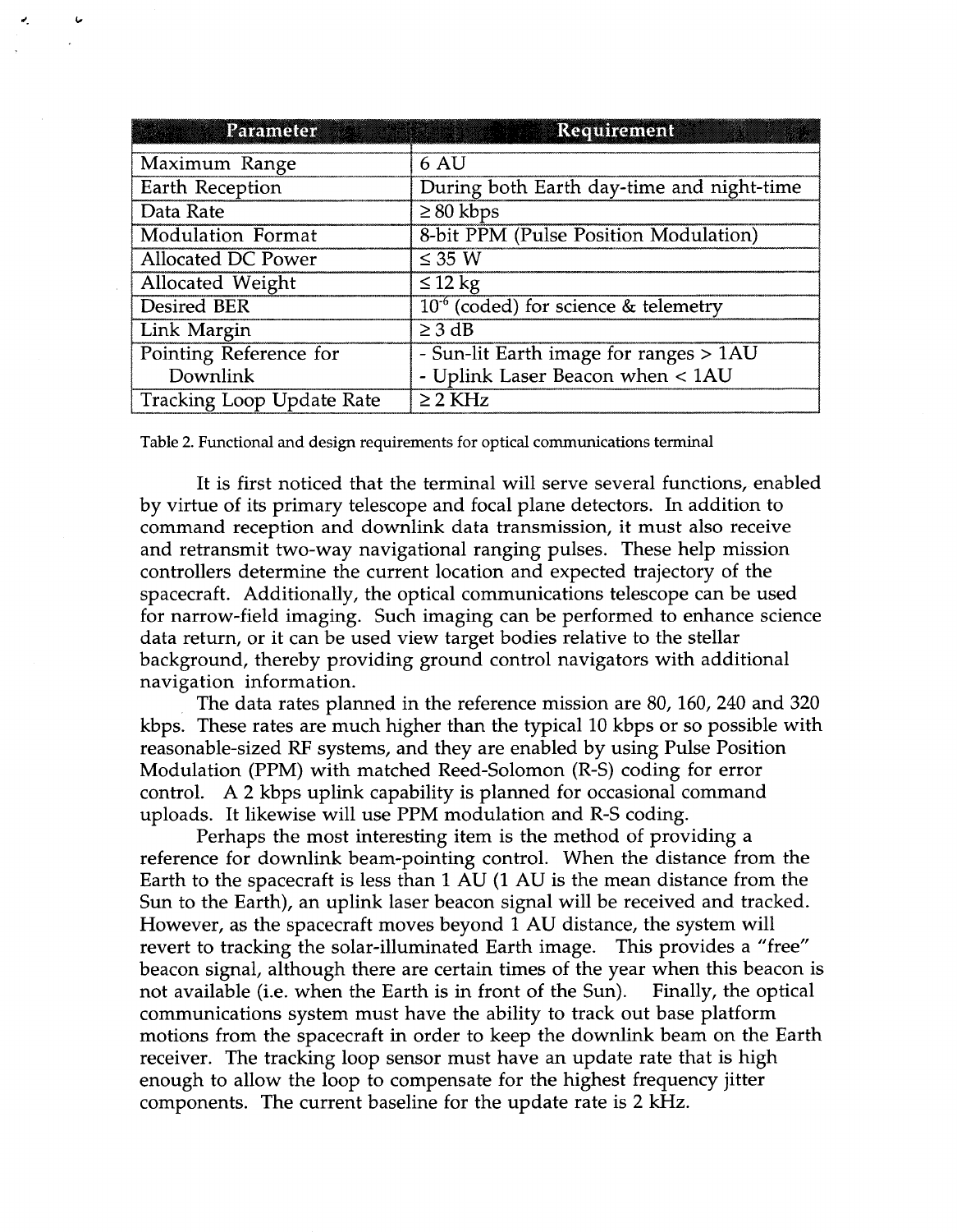| Parameter | Requirement |
|---|---|
| Maximum Range | 6 AU |
| Earth Reception | During both Earth day-time and night-time |
| Data Rate | ≥ 80 kbps |
| Modulation Format | 8-bit PPM (Pulse Position Modulation) |
| Allocated DC Power | ≤ 35 W |
| Allocated Weight | ≤ 12 kg |
| Desired BER | $10^{-6}$ (coded) for science & telemetry |
| Link Margin | ≥ 3 dB |
| Pointing Reference for Downlink | - Sun-lit Earth image for ranges > 1AU<br>- Uplink Laser Beacon when < 1AU |
| Tracking Loop Update Rate | ≥ 2 KHz |

Table 2. Functional and design requirements for optical communications terminal

It is first noticed that the terminal will serve several functions, enabled by virtue of its primary telescope and focal plane detectors. In addition to command reception and downlink data transmission, it must also receive and retransmit two-way navigational ranging pulses. These help mission controllers determine the current location and expected trajectory of the spacecraft. Additionally, the optical communications telescope can be used for narrow-field imaging. Such imaging can be performed to enhance science data return, or it can be used view target bodies relative to the stellar background, thereby providing ground control navigators with additional navigation information.

The data rates planned in the reference mission are 80, 160, 240 and 320 kbps. These rates are much higher than the typical 10 kbps or so possible with reasonable-sized RF systems, and they are enabled by using Pulse Position Modulation (PPM) with matched Reed-Solomon (R-S) coding for error control. A 2 kbps uplink capability is planned for occasional command uploads. It likewise will use PPM modulation and R-S coding.

Perhaps the most interesting item is the method of providing a reference for downlink beam-pointing control. When the distance from the Earth to the spacecraft is less than 1 AU (1 AU is the mean distance from the Sun to the Earth), an uplink laser beacon signal will be received and tracked. However, as the spacecraft moves beyond 1 AU distance, the system will revert to tracking the solar-illuminated Earth image. This provides a "free" beacon signal, although there are certain times of the year when this beacon is not available (i.e. when the Earth is in front of the Sun). Finally, the optical communications system must have the ability to track out base platform motions from the spacecraft in order to keep the downlink beam on the Earth receiver. The tracking loop sensor must have an update rate that is high enough to allow the loop to compensate for the highest frequency jitter components. The current baseline for the update rate is 2 kHz.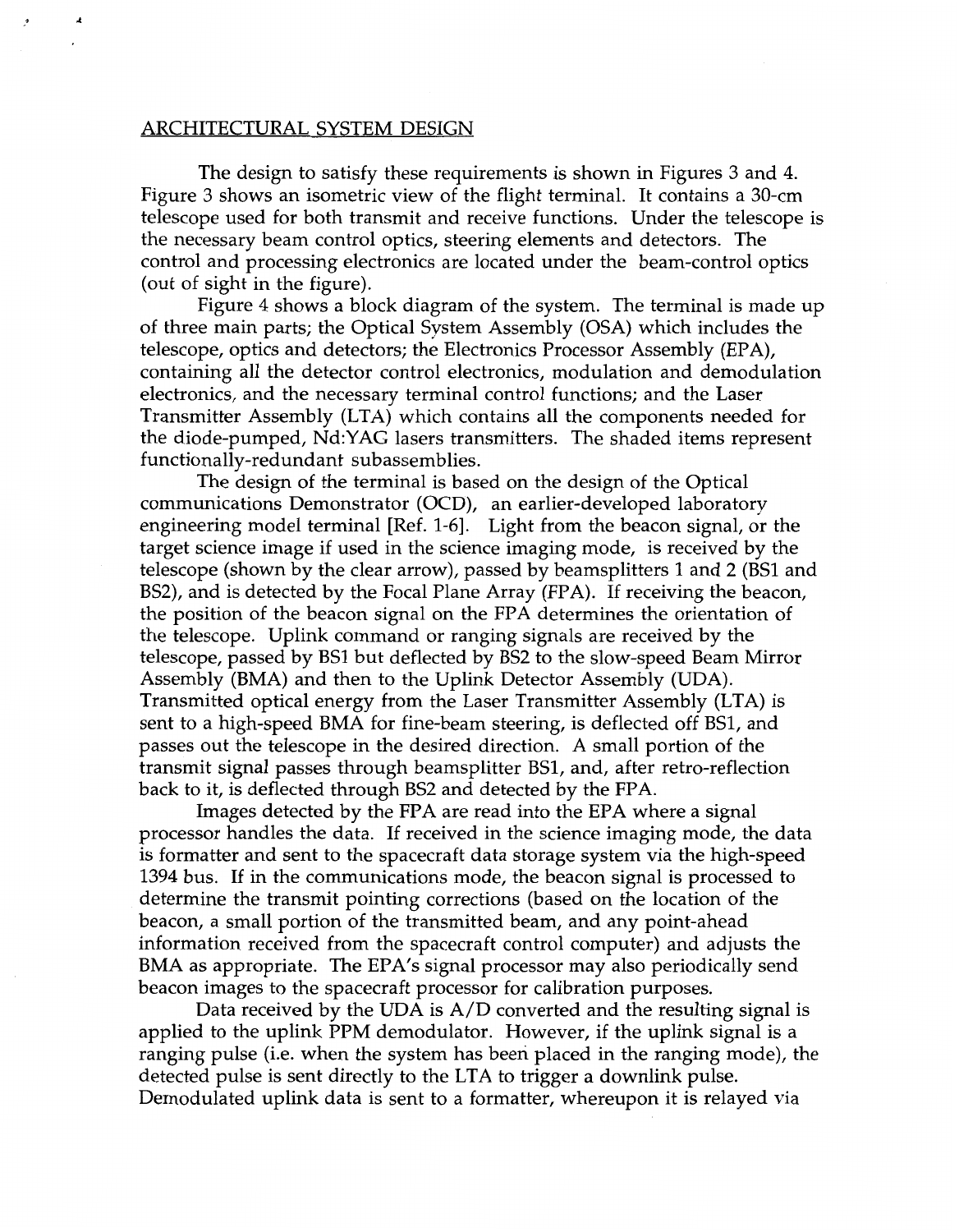## ARCHITECTURAL SYSTEM DESIGN

The design to satisfy these requirements is shown in Figures 3 and 4. Figure 3 shows an isometric view of the flight terminal. It contains a 30-cm telescope used for both transmit and receive functions. Under the telescope is the necessary beam control optics, steering elements and detectors. The control and processing electronics are located under the beam-control optics (out of sight in the figure).

Figure 4 shows a block diagram of the system. The terminal is made up of three main parts; the Optical System Assembly (OSA) which includes the telescope, optics and detectors; the Electronics Processor Assembly (EPA), containing all the detector control electronics, modulation and demodulation electronics, and the necessary terminal control functions; and the Laser Transmitter Assembly (LTA) which contains all the components needed for the diode-pumped, Nd:YAG lasers transmitters. The shaded items represent functionally-redundant subassemblies.

The design of the terminal is based on the design of the Optical communications Demonstrator (OCD), an earlier-developed laboratory engineering model terminal [Ref. 1-6]. Light from the beacon signal, or the target science image if used in the science imaging mode, is received by the telescope (shown by the clear arrow), passed by beamsplitters 1 and 2 (BS1 and BS2), and is detected by the Focal Plane Array (FPA). If receiving the beacon, the position of the beacon signal on the FPA determines the orientation of the telescope. Uplink command or ranging signals are received by the telescope, passed by BS1 but deflected by BS2 to the slow-speed Beam Mirror Assembly (BMA) and then to the Uplink Detector Assembly (UDA). Transmitted optical energy from the Laser Transmitter Assembly (LTA) is sent to a high-speed BMA for fine-beam steering, is deflected off BS1, and passes out the telescope in the desired direction. A small portion of the transmit signal passes through beamsplitter BS1, and, after retro-reflection back to it, is deflected through BS2 and detected by the FPA.

Images detected by the FPA are read into the EPA where a signal processor handles the data. If received in the science imaging mode, the data is formatter and sent to the spacecraft data storage system via the high-speed 1394 bus. If in the communications mode, the beacon signal is processed to determine the transmit pointing corrections (based on the location of the beacon, a small portion of the transmitted beam, and any point-ahead information received from the spacecraft control computer) and adjusts the BMA as appropriate. The EPA's signal processor may also periodically send beacon images to the spacecraft processor for calibration purposes.

Data received by the UDA is A/D converted and the resulting signal is applied to the uplink PPM demodulator. However, if the uplink signal is a ranging pulse (i.e. when the system has been placed in the ranging mode), the detected pulse is sent directly to the LTA to trigger a downlink pulse. Demodulated uplink data is sent to a formatter, whereupon it is relayed via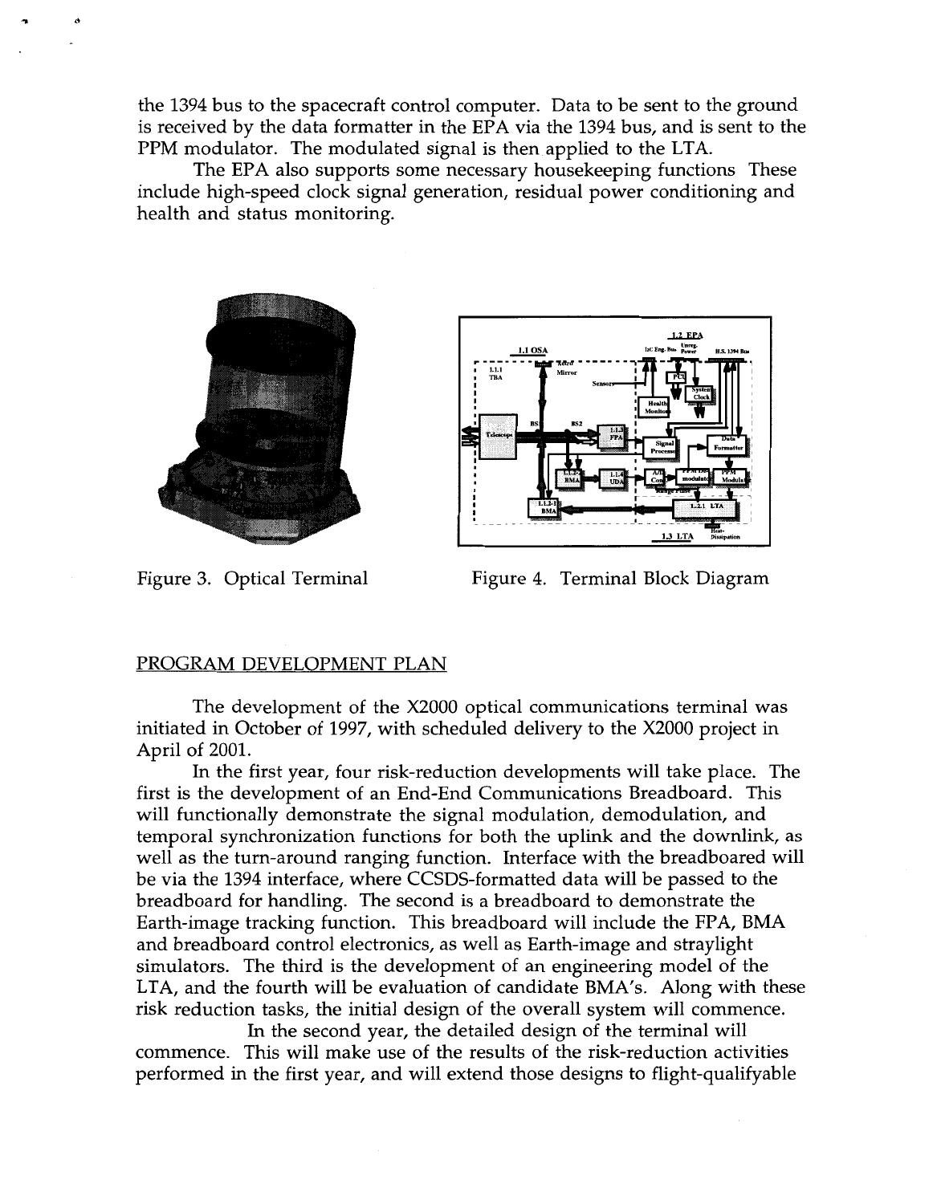the 1394 bus to the spacecraft control computer. Data to be sent to the ground is received by the data formatter in the EPA via the 1394 bus, and is sent to the PPM modulator. The modulated signal is then applied to the LTA.

The EPA also supports some necessary housekeeping functions These include high-speed clock signal generation, residual power conditioning and health and status monitoring.

Figure 3. Optical Terminal

Figure 4. Terminal Block Diagram

## PROGRAM DEVELOPMENT PLAN

The development of the X2000 optical communications terminal was initiated in October of 1997, with scheduled delivery to the X2000 project in April of 2001.

In the first year, four risk-reduction developments will take place. The first is the development of an End-End Communications Breadboard. This will functionally demonstrate the signal modulation, demodulation, and temporal synchronization functions for both the uplink and the downlink, as well as the turn-around ranging function. Interface with the breadboared will be via the 1394 interface, where CCSDS-formatted data will be passed to the breadboard for handling. The second is a breadboard to demonstrate the Earth-image tracking function. This breadboard will include the FPA, BMA and breadboard control electronics, as well as Earth-image and straylight simulators. The third is the development of an engineering model of the LTA, and the fourth will be evaluation of candidate BMA's. Along with these risk reduction tasks, the initial design of the overall system will commence.

In the second year, the detailed design of the terminal will commence. This will make use of the results of the risk-reduction activities performed in the first year, and will extend those designs to flight-qualifyable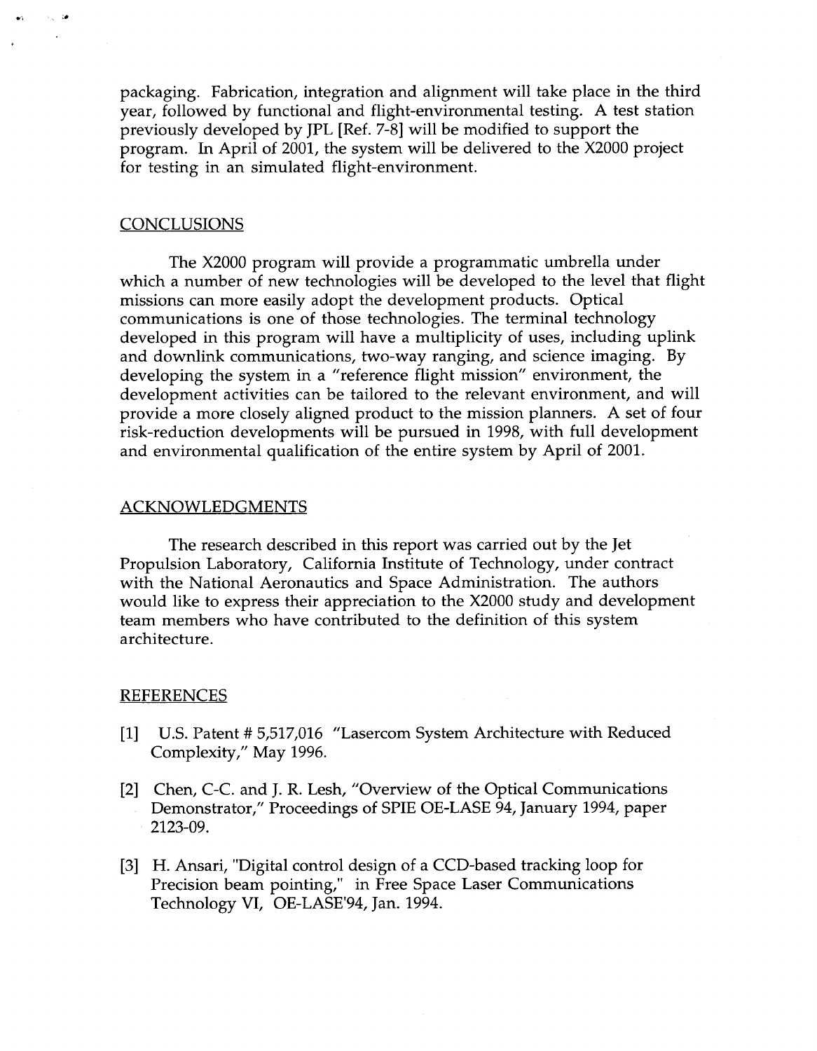packaging. Fabrication, integration and alignment will take place in the third year, followed by functional and flight-environmental testing. A test station previously developed by JPL [Ref. 7-8] will be modified to support the program. In April of 2001, the system will be delivered to the X2000 project for testing in an simulated flight-environment.

## CONCLUSIONS

The X2000 program will provide a programmatic umbrella under which a number of new technologies will be developed to the level that flight missions can more easily adopt the development products. Optical communications is one of those technologies. The terminal technology developed in this program will have a multiplicity of uses, including uplink and downlink communications, two-way ranging, and science imaging. By developing the system in a "reference flight mission" environment, the development activities can be tailored to the relevant environment, and will provide a more closely aligned product to the mission planners. A set of four risk-reduction developments will be pursued in 1998, with full development and environmental qualification of the entire system by April of 2001.

## ACKNOWLEDGMENTS

The research described in this report was carried out by the Jet Propulsion Laboratory, California Institute of Technology, under contract with the National Aeronautics and Space Administration. The authors would like to express their appreciation to the X2000 study and development team members who have contributed to the definition of this system architecture.

## REFERENCES

[1] U.S. Patent # 5,517,016 "Lasercom System Architecture with Reduced Complexity," May 1996.

[2] Chen, C-C. and J. R. Lesh, "Overview of the Optical Communications Demonstrator," Proceedings of SPIE OE-LASE 94, January 1994, paper 2123-09.

[3] H. Ansari, "Digital control design of a CCD-based tracking loop for Precision beam pointing," in Free Space Laser Communications Technology VI, OE-LASE'94, Jan. 1994.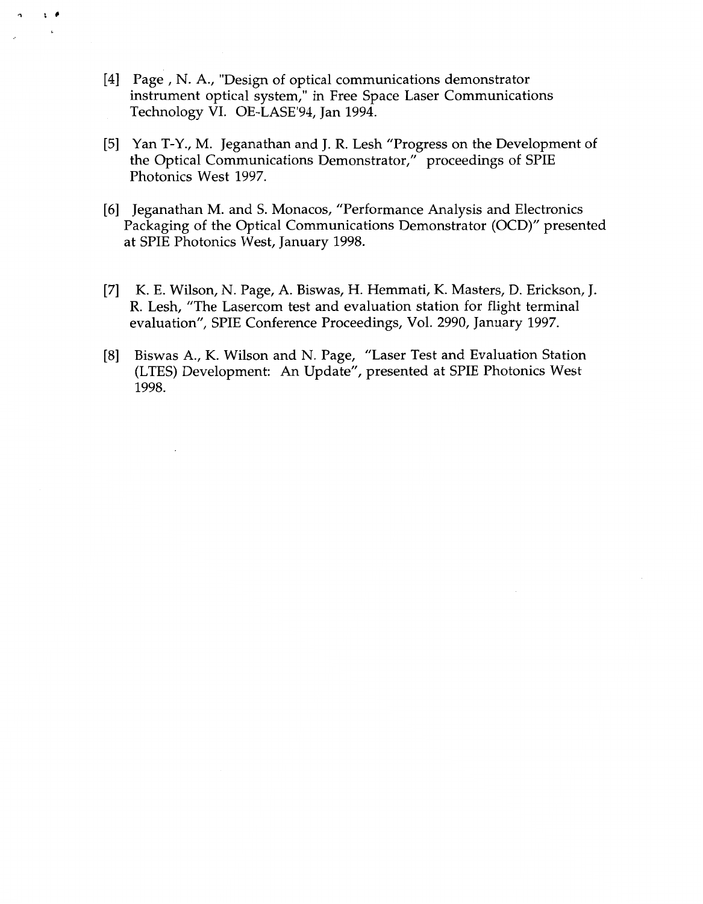[4] Page , N. A., "Design of optical communications demonstrator instrument optical system," in Free Space Laser Communications Technology VI. OE-LASE'94, Jan 1994.

[5] Yan T-Y., M. Jeganathan and J. R. Lesh "Progress on the Development of the Optical Communications Demonstrator," proceedings of SPIE Photonics West 1997.

[6] Jeganathan M. and S. Monacos, "Performance Analysis and Electronics Packaging of the Optical Communications Demonstrator (OCD)" presented at SPIE Photonics West, January 1998.

[7] K. E. Wilson, N. Page, A. Biswas, H. Hemmati, K. Masters, D. Erickson, J. R. Lesh, "The Lasercom test and evaluation station for flight terminal evaluation", SPIE Conference Proceedings, Vol. 2990, January 1997.

[8] Biswas A., K. Wilson and N. Page, "Laser Test and Evaluation Station (LTES) Development: An Update", presented at SPIE Photonics West 1998.